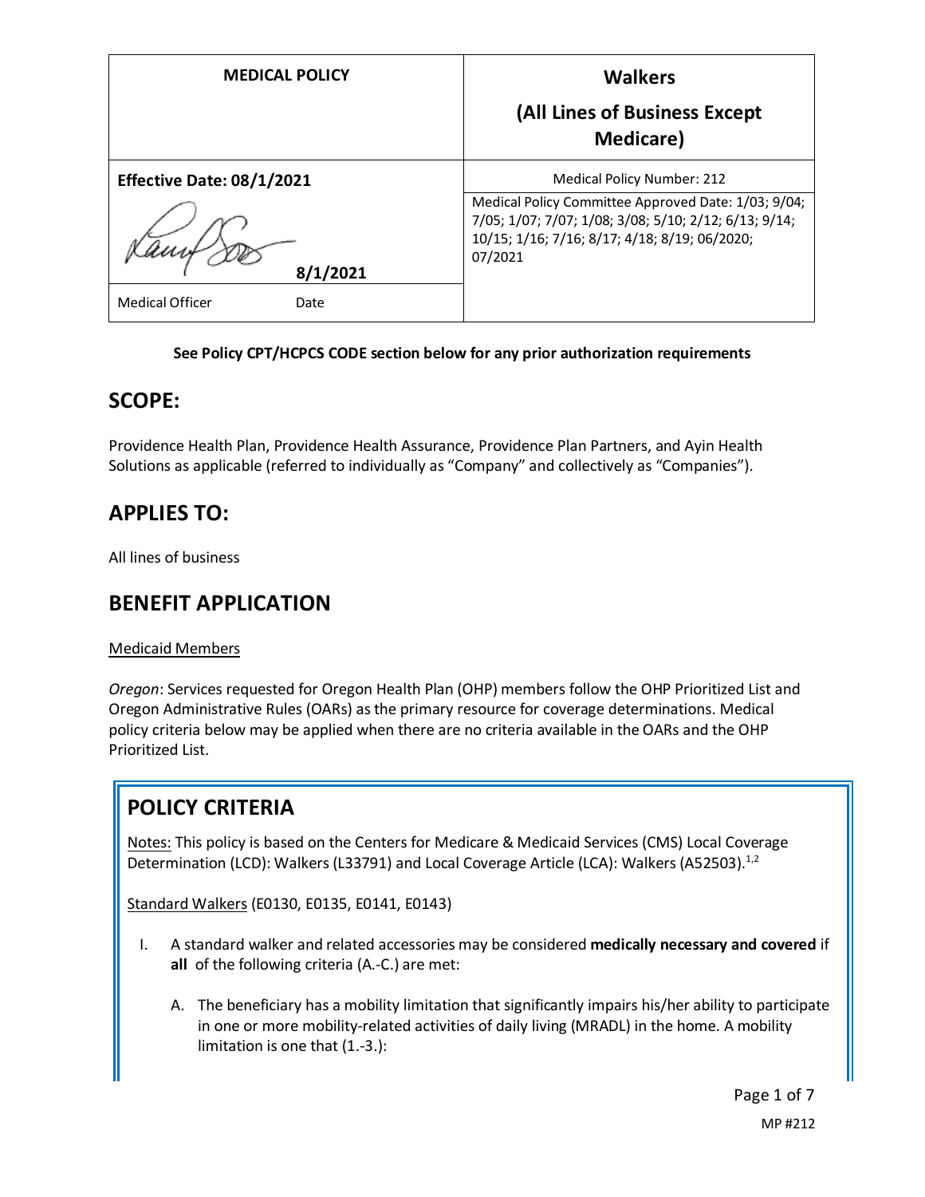| MEDICAL POLICY | Walkers (All Lines of Business Except Medicare) |
|---|---|
| **Effective Date: 08/1/2021** | Medical Policy Number: 212 |
| **8/1/2021** | Medical Policy Committee Approved Date: 1/03; 9/04; 7/05; 1/07; 7/07; 1/08; 3/08; 5/10; 2/12; 6/13; 9/14; 10/15; 1/16; 7/16; 8/17; 4/18; 8/19; 06/2020; 07/2021 |
| Medical Officer Date | |

**See Policy CPT/HCPCS CODE section below for any prior authorization requirements**

## SCOPE:

Providence Health Plan, Providence Health Assurance, Providence Plan Partners, and Ayin Health Solutions as applicable (referred to individually as "Company" and collectively as "Companies").

## APPLIES TO:

All lines of business

## BENEFIT APPLICATION

Medicaid Members

*Oregon*: Services requested for Oregon Health Plan (OHP) members follow the OHP Prioritized List and Oregon Administrative Rules (OARs) as the primary resource for coverage determinations. Medical policy criteria below may be applied when there are no criteria available in the OARs and the OHP Prioritized List.

## POLICY CRITERIA

Notes: This policy is based on the Centers for Medicare & Medicaid Services (CMS) Local Coverage Determination (LCD): Walkers (L33791) and Local Coverage Article (LCA): Walkers (A52503).[1,2]

Standard Walkers (E0130, E0135, E0141, E0143)

I. A standard walker and related accessories may be considered **medically necessary and covered** if **all** of the following criteria (A.-C.) are met:

   A. The beneficiary has a mobility limitation that significantly impairs his/her ability to participate in one or more mobility-related activities of daily living (MRADL) in the home. A mobility limitation is one that (1.-3.):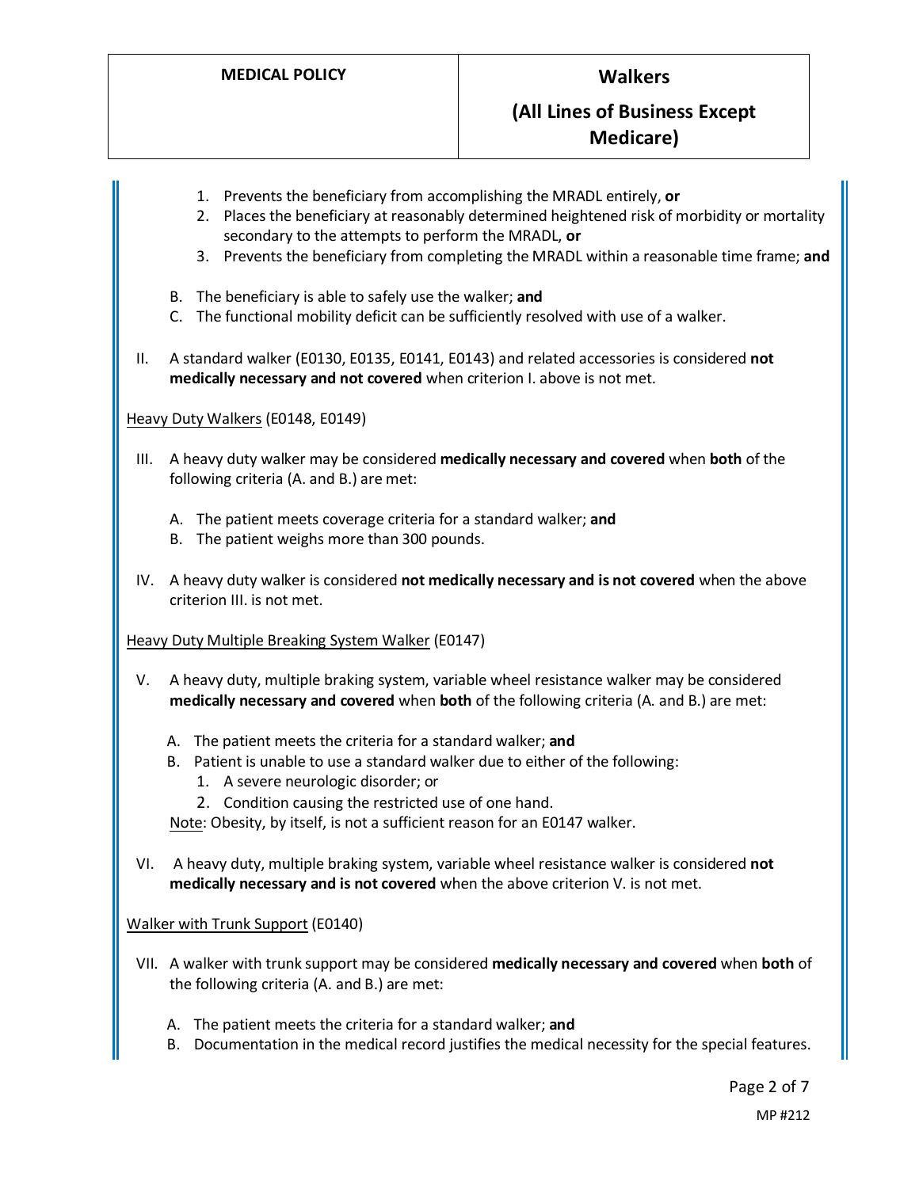1. Prevents the beneficiary from accomplishing the MRADL entirely, **or**
2. Places the beneficiary at reasonably determined heightened risk of morbidity or mortality secondary to the attempts to perform the MRADL, **or**
3. Prevents the beneficiary from completing the MRADL within a reasonable time frame; **and**

B. The beneficiary is able to safely use the walker; **and**

C. The functional mobility deficit can be sufficiently resolved with use of a walker.

II. A standard walker (E0130, E0135, E0141, E0143) and related accessories is considered **not medically necessary and not covered** when criterion I. above is not met.

Heavy Duty Walkers (E0148, E0149)

III. A heavy duty walker may be considered **medically necessary and covered** when **both** of the following criteria (A. and B.) are met:

A. The patient meets coverage criteria for a standard walker; **and**

B. The patient weighs more than 300 pounds.

IV. A heavy duty walker is considered **not medically necessary and is not covered** when the above criterion III. is not met.

Heavy Duty Multiple Breaking System Walker (E0147)

V. A heavy duty, multiple braking system, variable wheel resistance walker may be considered **medically necessary and covered** when **both** of the following criteria (A. and B.) are met:

A. The patient meets the criteria for a standard walker; **and**

B. Patient is unable to use a standard walker due to either of the following:
   1. A severe neurologic disorder; or
   2. Condition causing the restricted use of one hand.

Note: Obesity, by itself, is not a sufficient reason for an E0147 walker.

VI. A heavy duty, multiple braking system, variable wheel resistance walker is considered **not medically necessary and is not covered** when the above criterion V. is not met.

Walker with Trunk Support (E0140)

VII. A walker with trunk support may be considered **medically necessary and covered** when **both** of the following criteria (A. and B.) are met:

A. The patient meets the criteria for a standard walker; **and**

B. Documentation in the medical record justifies the medical necessity for the special features.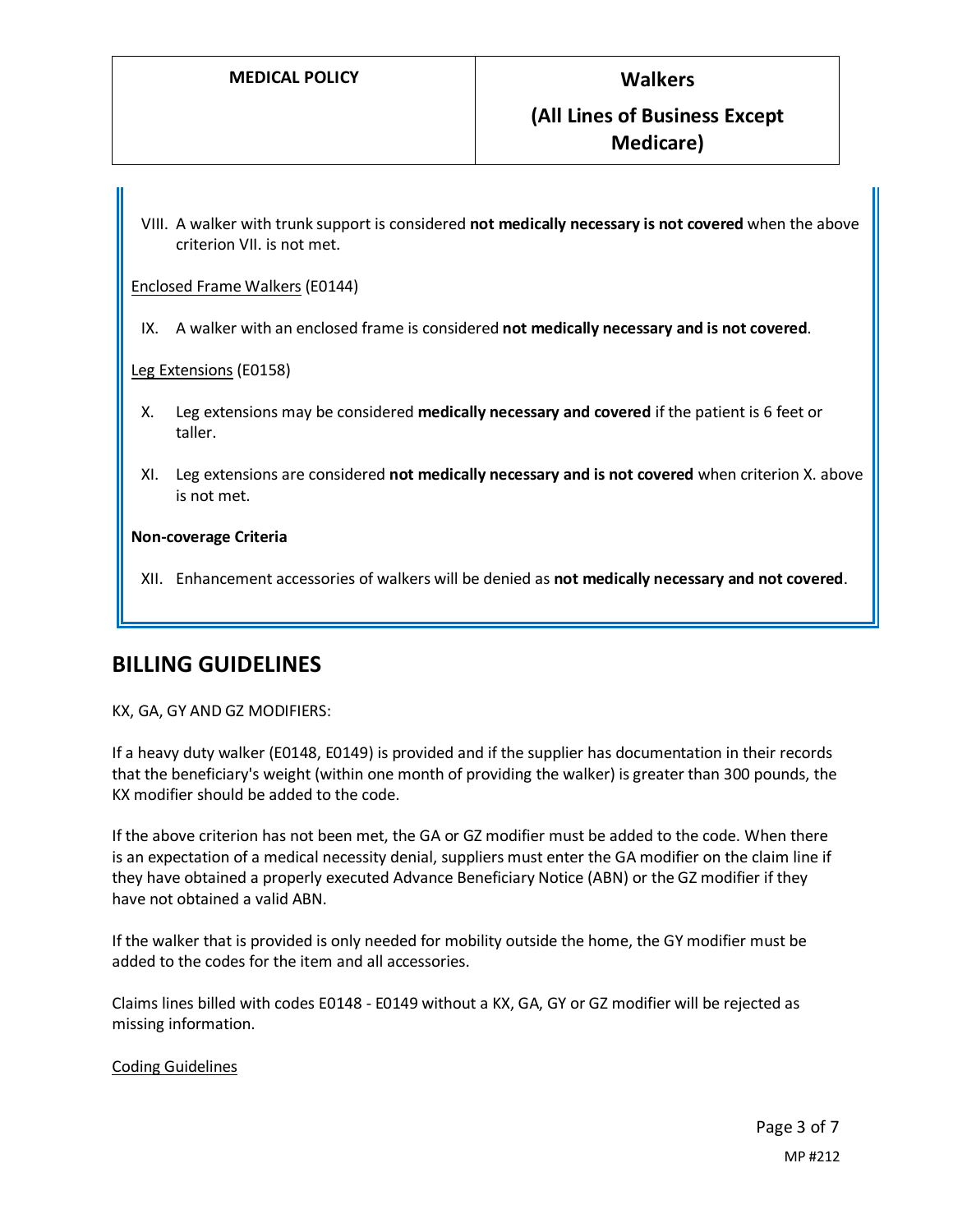VIII. A walker with trunk support is considered **not medically necessary is not covered** when the above criterion VII. is not met.

Enclosed Frame Walkers (E0144)

IX. A walker with an enclosed frame is considered **not medically necessary and is not covered**.

Leg Extensions (E0158)

X. Leg extensions may be considered **medically necessary and covered** if the patient is 6 feet or taller.

XI. Leg extensions are considered **not medically necessary and is not covered** when criterion X. above is not met.

**Non-coverage Criteria**

XII. Enhancement accessories of walkers will be denied as **not medically necessary and not covered**.

## BILLING GUIDELINES

KX, GA, GY AND GZ MODIFIERS:

If a heavy duty walker (E0148, E0149) is provided and if the supplier has documentation in their records that the beneficiary's weight (within one month of providing the walker) is greater than 300 pounds, the KX modifier should be added to the code.

If the above criterion has not been met, the GA or GZ modifier must be added to the code. When there is an expectation of a medical necessity denial, suppliers must enter the GA modifier on the claim line if they have obtained a properly executed Advance Beneficiary Notice (ABN) or the GZ modifier if they have not obtained a valid ABN.

If the walker that is provided is only needed for mobility outside the home, the GY modifier must be added to the codes for the item and all accessories.

Claims lines billed with codes E0148 - E0149 without a KX, GA, GY or GZ modifier will be rejected as missing information.

Coding Guidelines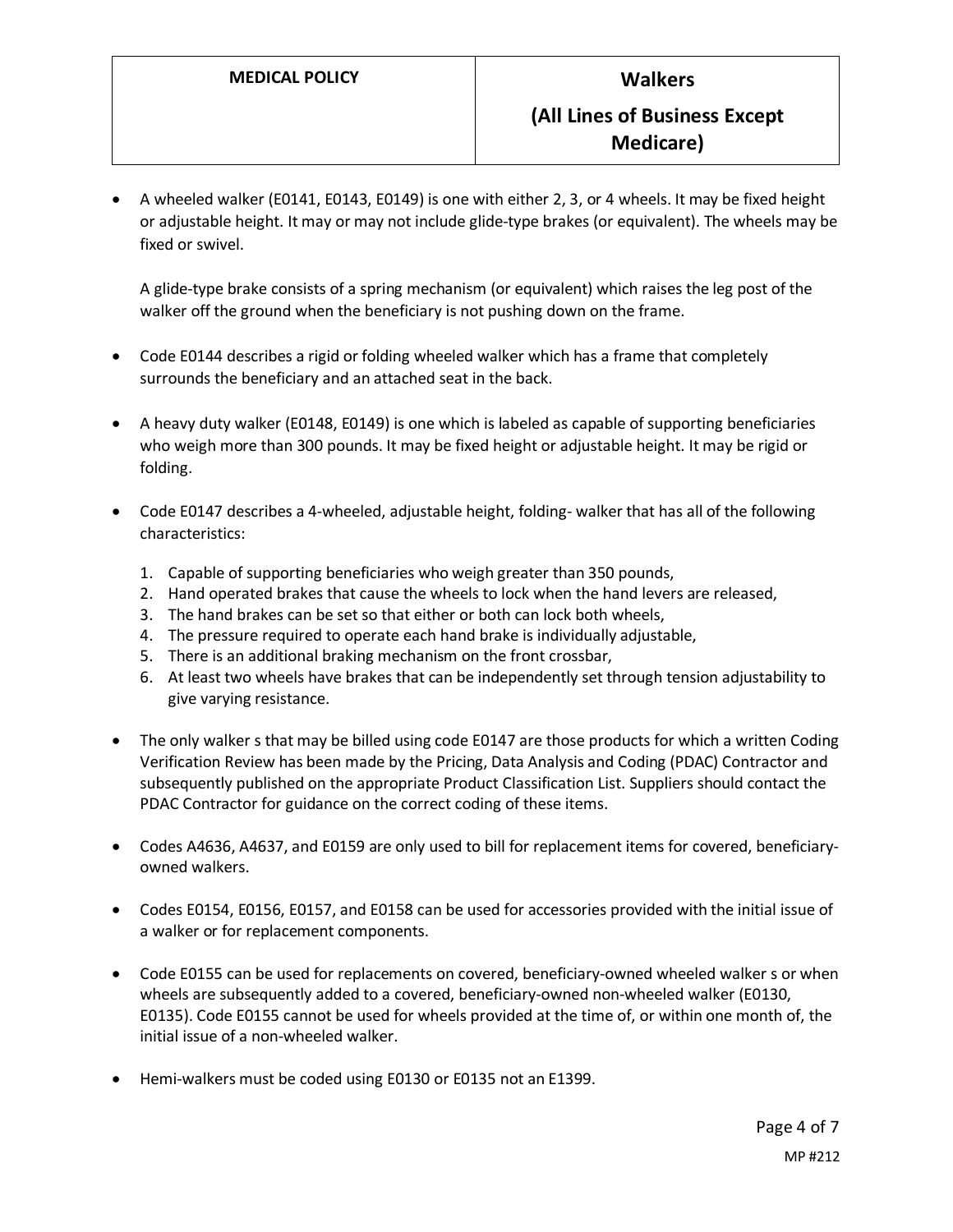- A wheeled walker (E0141, E0143, E0149) is one with either 2, 3, or 4 wheels. It may be fixed height or adjustable height. It may or may not include glide-type brakes (or equivalent). The wheels may be fixed or swivel.

  A glide-type brake consists of a spring mechanism (or equivalent) which raises the leg post of the walker off the ground when the beneficiary is not pushing down on the frame.

- Code E0144 describes a rigid or folding wheeled walker which has a frame that completely surrounds the beneficiary and an attached seat in the back.

- A heavy duty walker (E0148, E0149) is one which is labeled as capable of supporting beneficiaries who weigh more than 300 pounds. It may be fixed height or adjustable height. It may be rigid or folding.

- Code E0147 describes a 4-wheeled, adjustable height, folding- walker that has all of the following characteristics:

  1. Capable of supporting beneficiaries who weigh greater than 350 pounds,
  2. Hand operated brakes that cause the wheels to lock when the hand levers are released,
  3. The hand brakes can be set so that either or both can lock both wheels,
  4. The pressure required to operate each hand brake is individually adjustable,
  5. There is an additional braking mechanism on the front crossbar,
  6. At least two wheels have brakes that can be independently set through tension adjustability to give varying resistance.

- The only walker s that may be billed using code E0147 are those products for which a written Coding Verification Review has been made by the Pricing, Data Analysis and Coding (PDAC) Contractor and subsequently published on the appropriate Product Classification List. Suppliers should contact the PDAC Contractor for guidance on the correct coding of these items.

- Codes A4636, A4637, and E0159 are only used to bill for replacement items for covered, beneficiary-owned walkers.

- Codes E0154, E0156, E0157, and E0158 can be used for accessories provided with the initial issue of a walker or for replacement components.

- Code E0155 can be used for replacements on covered, beneficiary-owned wheeled walker s or when wheels are subsequently added to a covered, beneficiary-owned non-wheeled walker (E0130, E0135). Code E0155 cannot be used for wheels provided at the time of, or within one month of, the initial issue of a non-wheeled walker.

- Hemi-walkers must be coded using E0130 or E0135 not an E1399.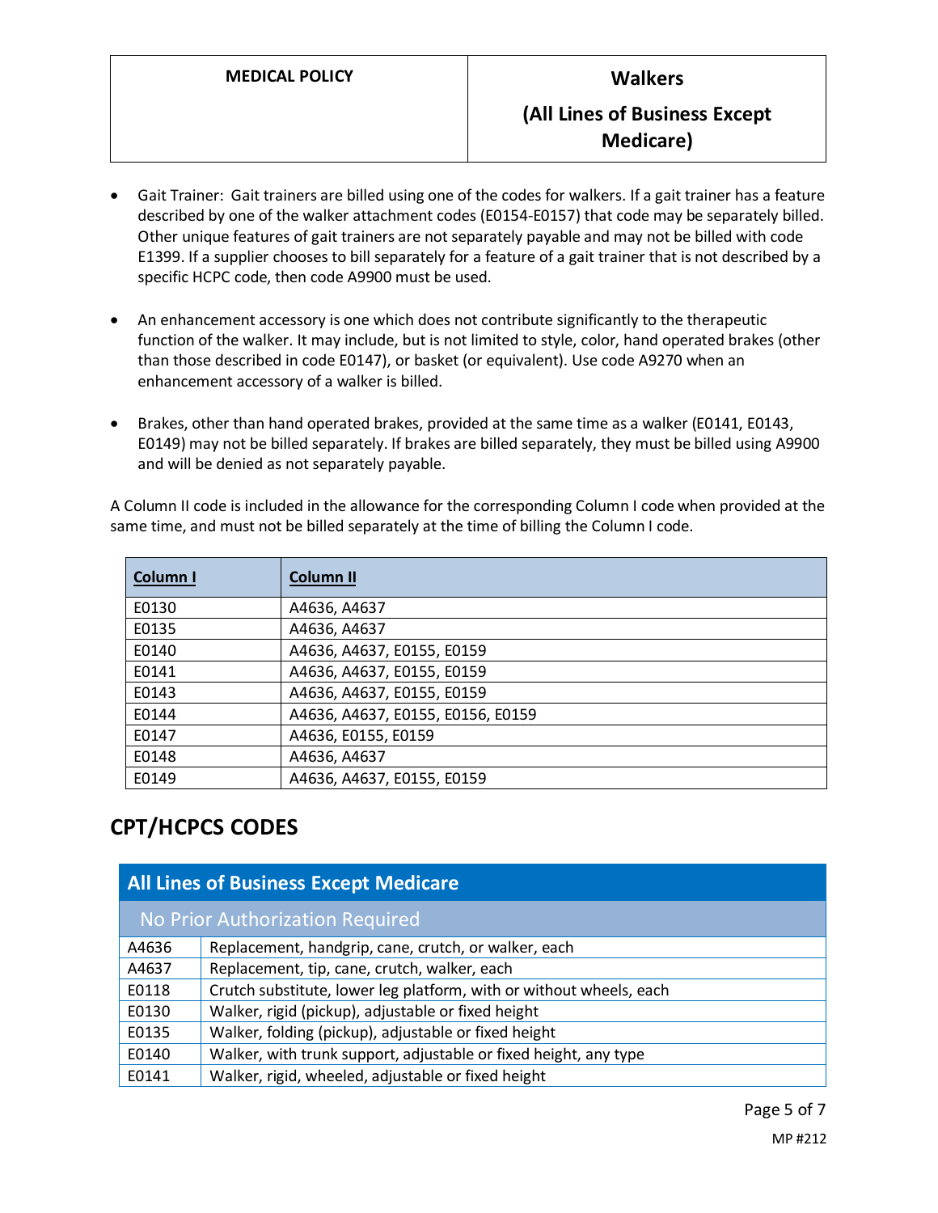- Gait Trainer: Gait trainers are billed using one of the codes for walkers. If a gait trainer has a feature described by one of the walker attachment codes (E0154-E0157) that code may be separately billed. Other unique features of gait trainers are not separately payable and may not be billed with code E1399. If a supplier chooses to bill separately for a feature of a gait trainer that is not described by a specific HCPC code, then code A9900 must be used.

- An enhancement accessory is one which does not contribute significantly to the therapeutic function of the walker. It may include, but is not limited to style, color, hand operated brakes (other than those described in code E0147), or basket (or equivalent). Use code A9270 when an enhancement accessory of a walker is billed.

- Brakes, other than hand operated brakes, provided at the same time as a walker (E0141, E0143, E0149) may not be billed separately. If brakes are billed separately, they must be billed using A9900 and will be denied as not separately payable.

A Column II code is included in the allowance for the corresponding Column I code when provided at the same time, and must not be billed separately at the time of billing the Column I code.

| Column I | Column II |
| --- | --- |
| E0130 | A4636, A4637 |
| E0135 | A4636, A4637 |
| E0140 | A4636, A4637, E0155, E0159 |
| E0141 | A4636, A4637, E0155, E0159 |
| E0143 | A4636, A4637, E0155, E0159 |
| E0144 | A4636, A4637, E0155, E0156, E0159 |
| E0147 | A4636, E0155, E0159 |
| E0148 | A4636, A4637 |
| E0149 | A4636, A4637, E0155, E0159 |

## CPT/HCPCS CODES

| All Lines of Business Except Medicare | |
| --- | --- |
| **No Prior Authorization Required** | |
| A4636 | Replacement, handgrip, cane, crutch, or walker, each |
| A4637 | Replacement, tip, cane, crutch, walker, each |
| E0118 | Crutch substitute, lower leg platform, with or without wheels, each |
| E0130 | Walker, rigid (pickup), adjustable or fixed height |
| E0135 | Walker, folding (pickup), adjustable or fixed height |
| E0140 | Walker, with trunk support, adjustable or fixed height, any type |
| E0141 | Walker, rigid, wheeled, adjustable or fixed height |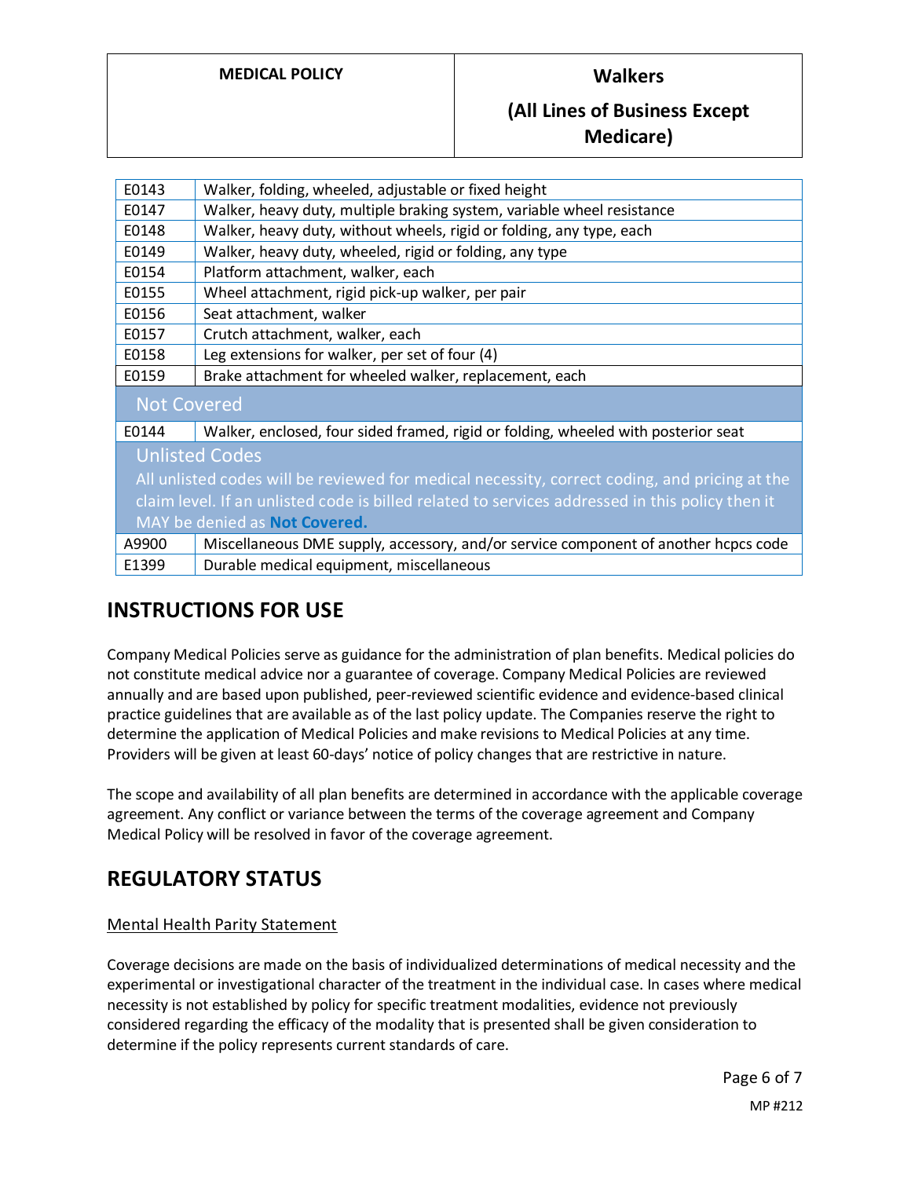| | |
|---|---|
| E0143 | Walker, folding, wheeled, adjustable or fixed height |
| E0147 | Walker, heavy duty, multiple braking system, variable wheel resistance |
| E0148 | Walker, heavy duty, without wheels, rigid or folding, any type, each |
| E0149 | Walker, heavy duty, wheeled, rigid or folding, any type |
| E0154 | Platform attachment, walker, each |
| E0155 | Wheel attachment, rigid pick-up walker, per pair |
| E0156 | Seat attachment, walker |
| E0157 | Crutch attachment, walker, each |
| E0158 | Leg extensions for walker, per set of four (4) |
| E0159 | Brake attachment for wheeled walker, replacement, each |
| **Not Covered** | |
| E0144 | Walker, enclosed, four sided framed, rigid or folding, wheeled with posterior seat |
| **Unlisted Codes**<br>All unlisted codes will be reviewed for medical necessity, correct coding, and pricing at the claim level. If an unlisted code is billed related to services addressed in this policy then it MAY be denied as **Not Covered.** | |
| A9900 | Miscellaneous DME supply, accessory, and/or service component of another hcpcs code |
| E1399 | Durable medical equipment, miscellaneous |

## INSTRUCTIONS FOR USE

Company Medical Policies serve as guidance for the administration of plan benefits. Medical policies do not constitute medical advice nor a guarantee of coverage. Company Medical Policies are reviewed annually and are based upon published, peer-reviewed scientific evidence and evidence-based clinical practice guidelines that are available as of the last policy update. The Companies reserve the right to determine the application of Medical Policies and make revisions to Medical Policies at any time. Providers will be given at least 60-days' notice of policy changes that are restrictive in nature.

The scope and availability of all plan benefits are determined in accordance with the applicable coverage agreement. Any conflict or variance between the terms of the coverage agreement and Company Medical Policy will be resolved in favor of the coverage agreement.

## REGULATORY STATUS

Mental Health Parity Statement

Coverage decisions are made on the basis of individualized determinations of medical necessity and the experimental or investigational character of the treatment in the individual case. In cases where medical necessity is not established by policy for specific treatment modalities, evidence not previously considered regarding the efficacy of the modality that is presented shall be given consideration to determine if the policy represents current standards of care.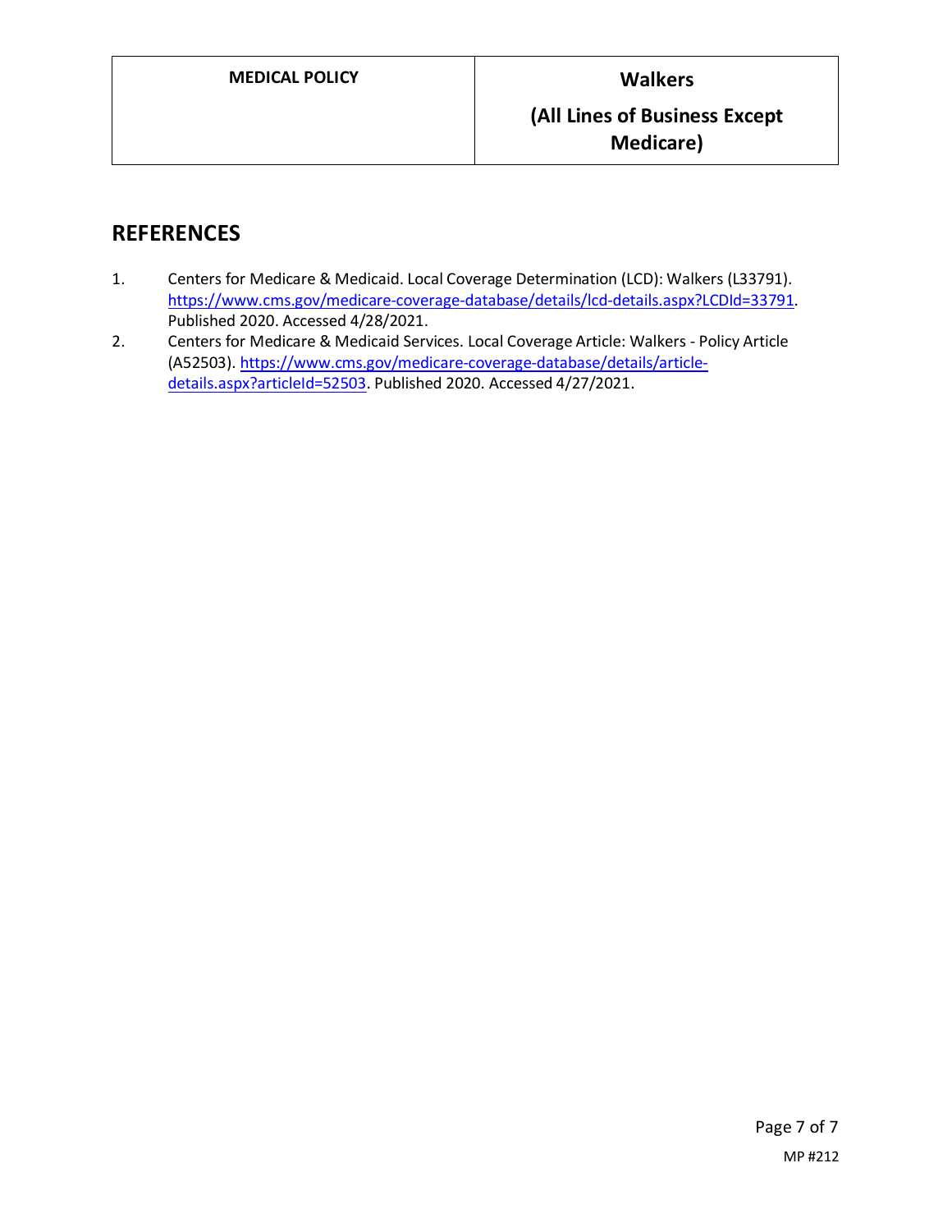## REFERENCES

1. Centers for Medicare & Medicaid. Local Coverage Determination (LCD): Walkers (L33791). https://www.cms.gov/medicare-coverage-database/details/lcd-details.aspx?LCDId=33791. Published 2020. Accessed 4/28/2021.
2. Centers for Medicare & Medicaid Services. Local Coverage Article: Walkers - Policy Article (A52503). https://www.cms.gov/medicare-coverage-database/details/article-details.aspx?articleId=52503. Published 2020. Accessed 4/27/2021.